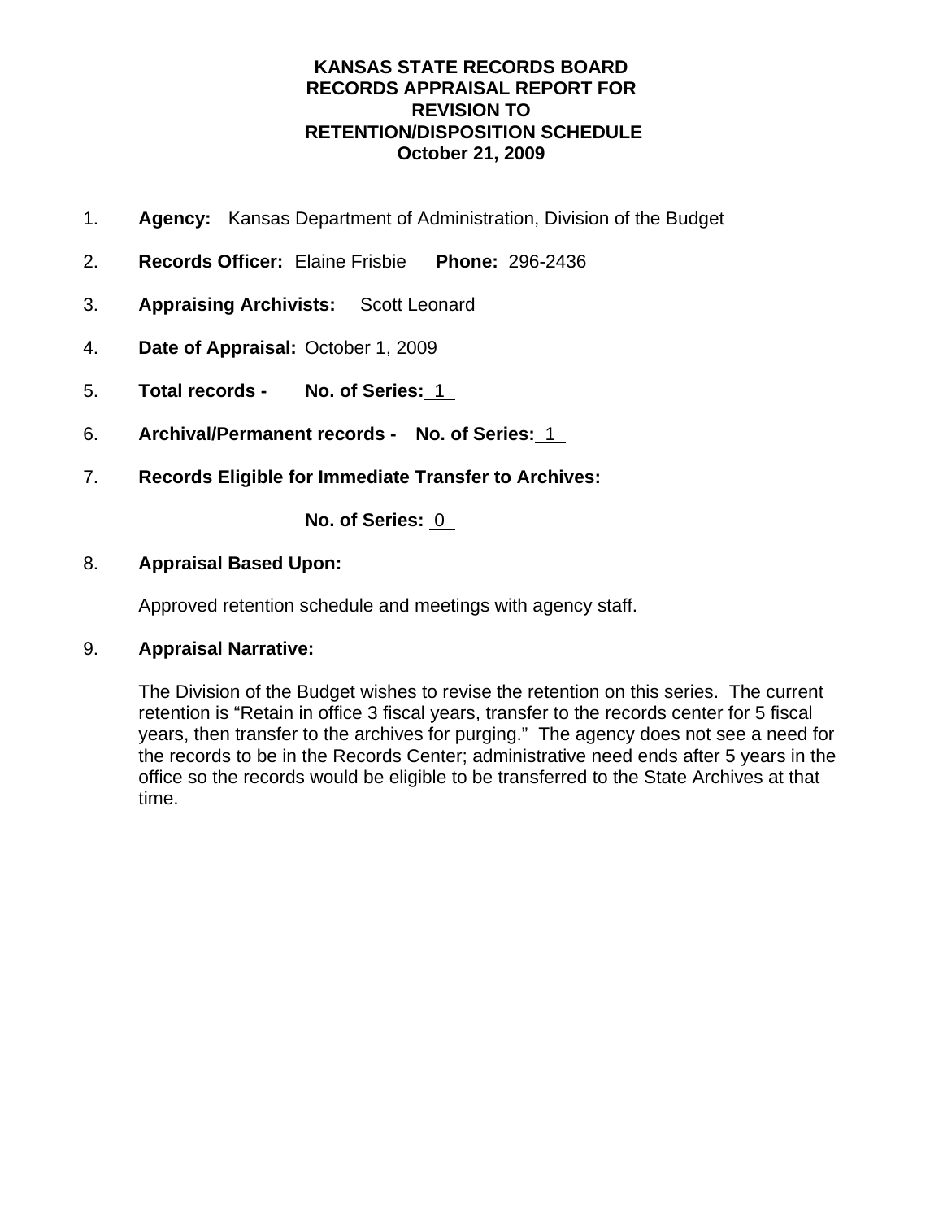# KANSAS STATE RECORDS BOARD
# RECORDS APPRAISAL REPORT FOR
# REVISION TO
# RETENTION/DISPOSITION SCHEDULE
# October 21, 2009

1. **Agency:** Kansas Department of Administration, Division of the Budget

2. **Records Officer:** Elaine Frisbie **Phone:** 296-2436

3. **Appraising Archivists:** Scott Leonard

4. **Date of Appraisal:** October 1, 2009

5. **Total records - No. of Series:** 1

6. **Archival/Permanent records - No. of Series:** 1

7. **Records Eligible for Immediate Transfer to Archives:**

   **No. of Series:** 0

8. **Appraisal Based Upon:**

   Approved retention schedule and meetings with agency staff.

9. **Appraisal Narrative:**

   The Division of the Budget wishes to revise the retention on this series. The current retention is "Retain in office 3 fiscal years, transfer to the records center for 5 fiscal years, then transfer to the archives for purging." The agency does not see a need for the records to be in the Records Center; administrative need ends after 5 years in the office so the records would be eligible to be transferred to the State Archives at that time.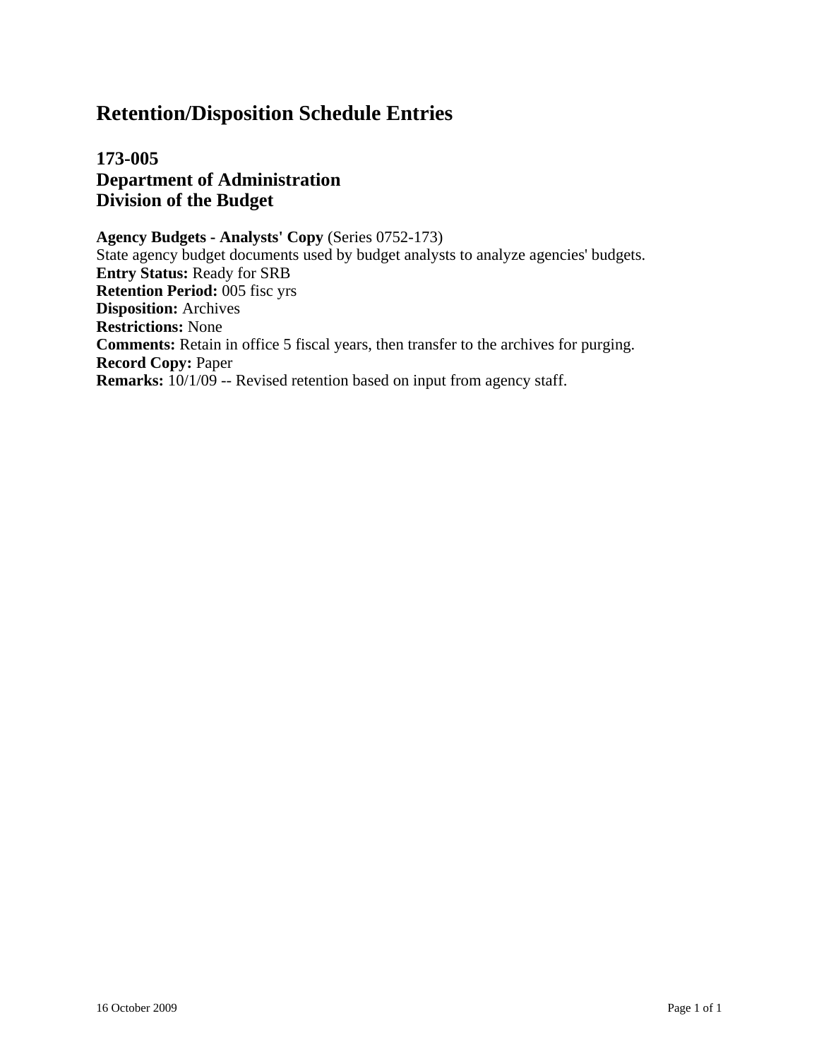# Retention/Disposition Schedule Entries

## 173-005
## Department of Administration
## Division of the Budget

**Agency Budgets - Analysts' Copy** (Series 0752-173)
State agency budget documents used by budget analysts to analyze agencies' budgets.
**Entry Status:** Ready for SRB
**Retention Period:** 005 fisc yrs
**Disposition:** Archives
**Restrictions:** None
**Comments:** Retain in office 5 fiscal years, then transfer to the archives for purging.
**Record Copy:** Paper
**Remarks:** 10/1/09 -- Revised retention based on input from agency staff.

16 October 2009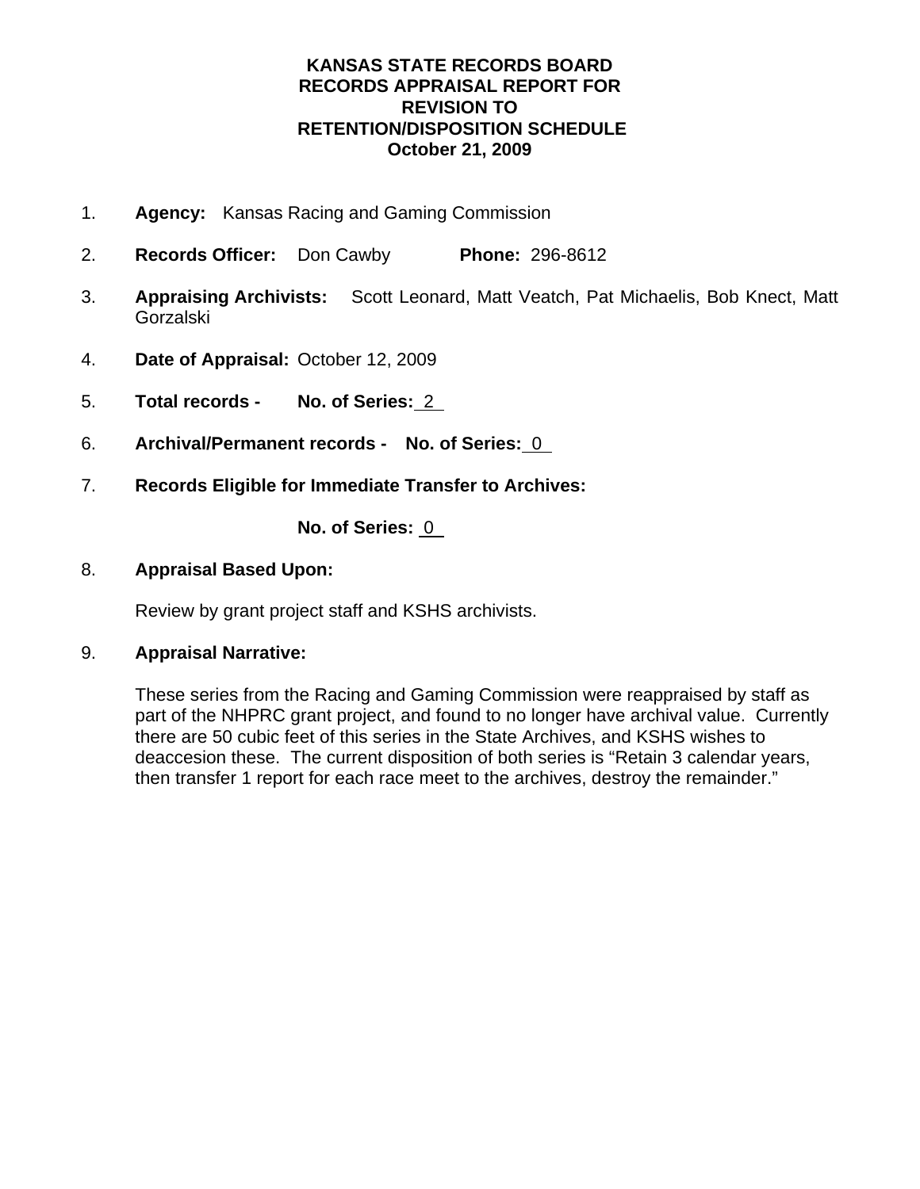# KANSAS STATE RECORDS BOARD
# RECORDS APPRAISAL REPORT FOR
# REVISION TO
# RETENTION/DISPOSITION SCHEDULE
# October 21, 2009

1. **Agency:** Kansas Racing and Gaming Commission

2. **Records Officer:** Don Cawby **Phone:** 296-8612

3. **Appraising Archivists:** Scott Leonard, Matt Veatch, Pat Michaelis, Bob Knect, Matt Gorzalski

4. **Date of Appraisal:** October 12, 2009

5. **Total records - No. of Series:** 2

6. **Archival/Permanent records - No. of Series:** 0

7. **Records Eligible for Immediate Transfer to Archives:**

   **No. of Series:** 0

8. **Appraisal Based Upon:**

   Review by grant project staff and KSHS archivists.

9. **Appraisal Narrative:**

   These series from the Racing and Gaming Commission were reappraised by staff as part of the NHPRC grant project, and found to no longer have archival value. Currently there are 50 cubic feet of this series in the State Archives, and KSHS wishes to deaccesion these. The current disposition of both series is "Retain 3 calendar years, then transfer 1 report for each race meet to the archives, destroy the remainder."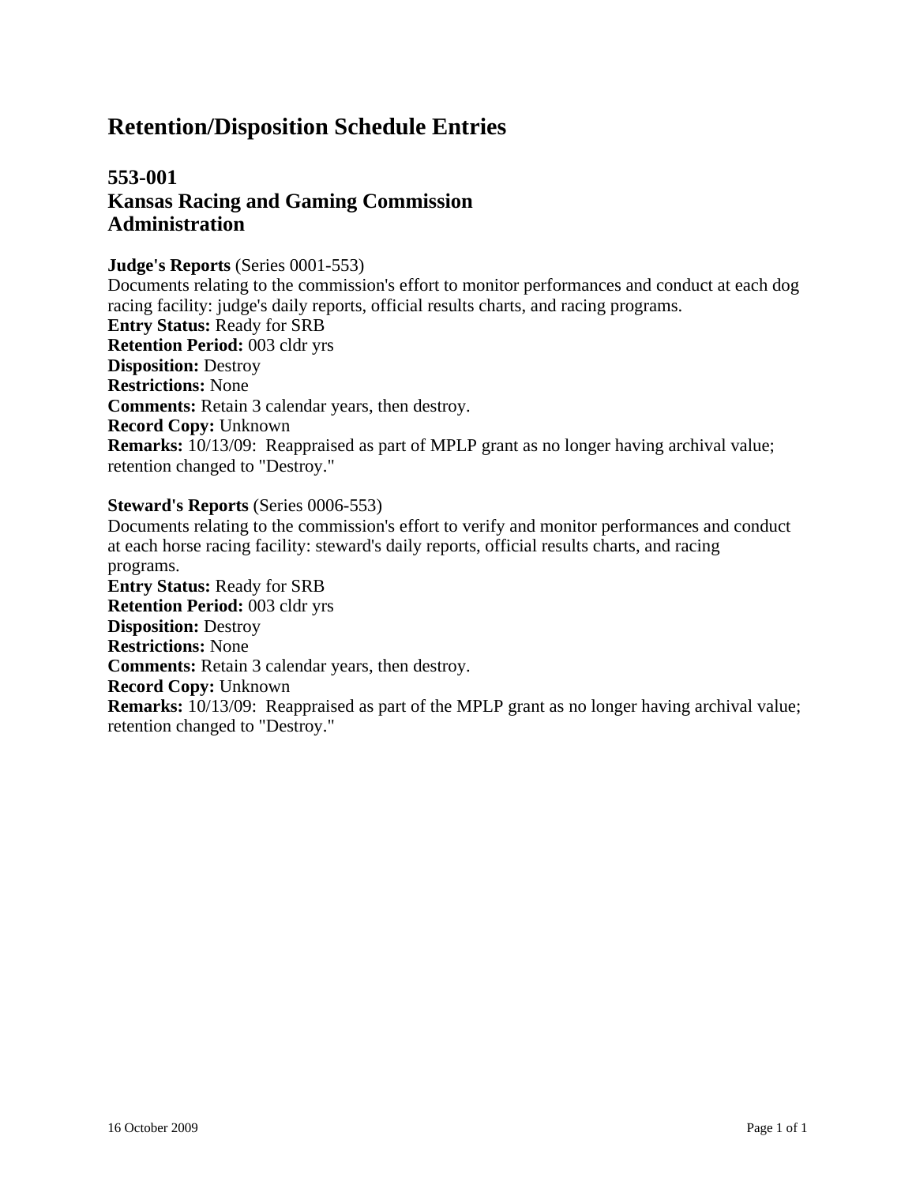# Retention/Disposition Schedule Entries

## 553-001
## Kansas Racing and Gaming Commission
## Administration

**Judge's Reports** (Series 0001-553)
Documents relating to the commission's effort to monitor performances and conduct at each dog racing facility: judge's daily reports, official results charts, and racing programs.
**Entry Status:** Ready for SRB
**Retention Period:** 003 cldr yrs
**Disposition:** Destroy
**Restrictions:** None
**Comments:** Retain 3 calendar years, then destroy.
**Record Copy:** Unknown
**Remarks:** 10/13/09: Reappraised as part of MPLP grant as no longer having archival value; retention changed to "Destroy."

**Steward's Reports** (Series 0006-553)
Documents relating to the commission's effort to verify and monitor performances and conduct at each horse racing facility: steward's daily reports, official results charts, and racing programs.
**Entry Status:** Ready for SRB
**Retention Period:** 003 cldr yrs
**Disposition:** Destroy
**Restrictions:** None
**Comments:** Retain 3 calendar years, then destroy.
**Record Copy:** Unknown
**Remarks:** 10/13/09: Reappraised as part of the MPLP grant as no longer having archival value; retention changed to "Destroy."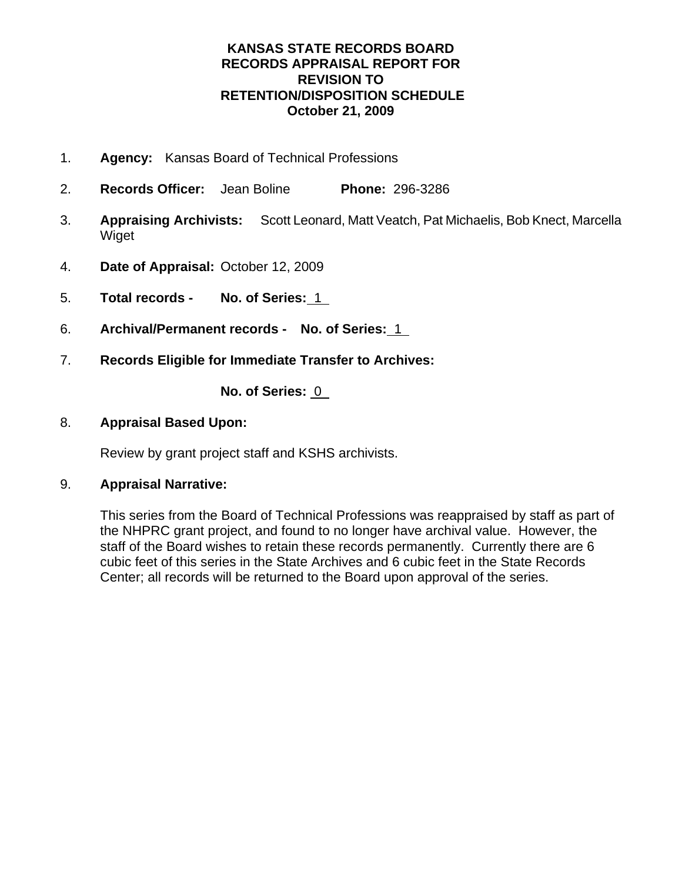**KANSAS STATE RECORDS BOARD**
**RECORDS APPRAISAL REPORT FOR**
**REVISION TO**
**RETENTION/DISPOSITION SCHEDULE**
**October 21, 2009**

1. **Agency:** Kansas Board of Technical Professions

2. **Records Officer:** Jean Boline **Phone:** 296-3286

3. **Appraising Archivists:** Scott Leonard, Matt Veatch, Pat Michaelis, Bob Knect, Marcella Wiget

4. **Date of Appraisal:** October 12, 2009

5. **Total records - No. of Series:** 1

6. **Archival/Permanent records - No. of Series:** 1

7. **Records Eligible for Immediate Transfer to Archives:**

   **No. of Series:** 0

8. **Appraisal Based Upon:**

   Review by grant project staff and KSHS archivists.

9. **Appraisal Narrative:**

   This series from the Board of Technical Professions was reappraised by staff as part of the NHPRC grant project, and found to no longer have archival value. However, the staff of the Board wishes to retain these records permanently. Currently there are 6 cubic feet of this series in the State Archives and 6 cubic feet in the State Records Center; all records will be returned to the Board upon approval of the series.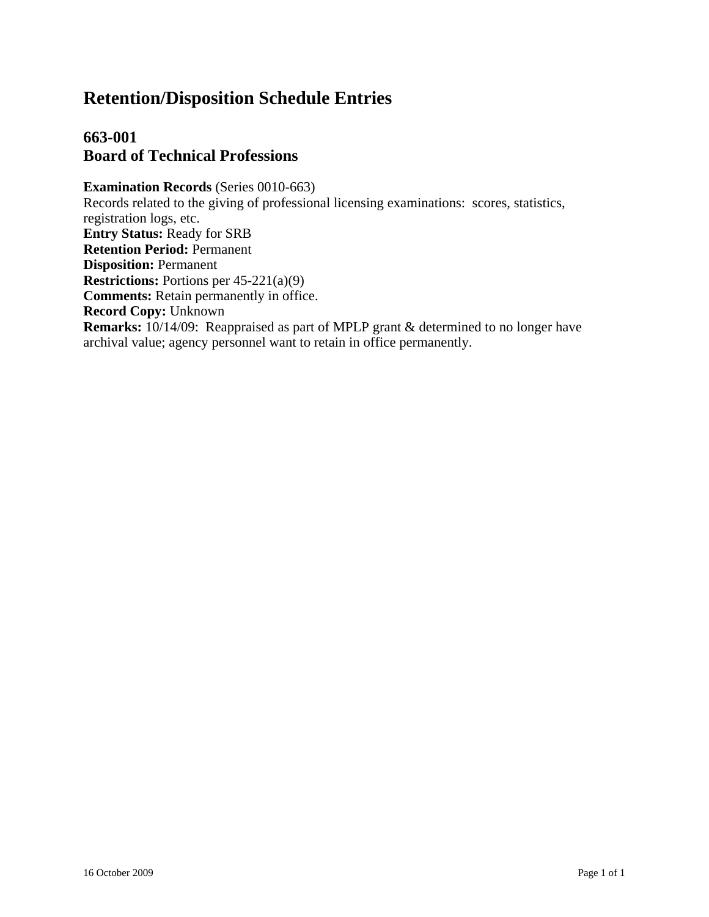# Retention/Disposition Schedule Entries

## 663-001
## Board of Technical Professions

**Examination Records** (Series 0010-663)
Records related to the giving of professional licensing examinations: scores, statistics, registration logs, etc.
**Entry Status:** Ready for SRB
**Retention Period:** Permanent
**Disposition:** Permanent
**Restrictions:** Portions per 45-221(a)(9)
**Comments:** Retain permanently in office.
**Record Copy:** Unknown
**Remarks:** 10/14/09: Reappraised as part of MPLP grant & determined to no longer have archival value; agency personnel want to retain in office permanently.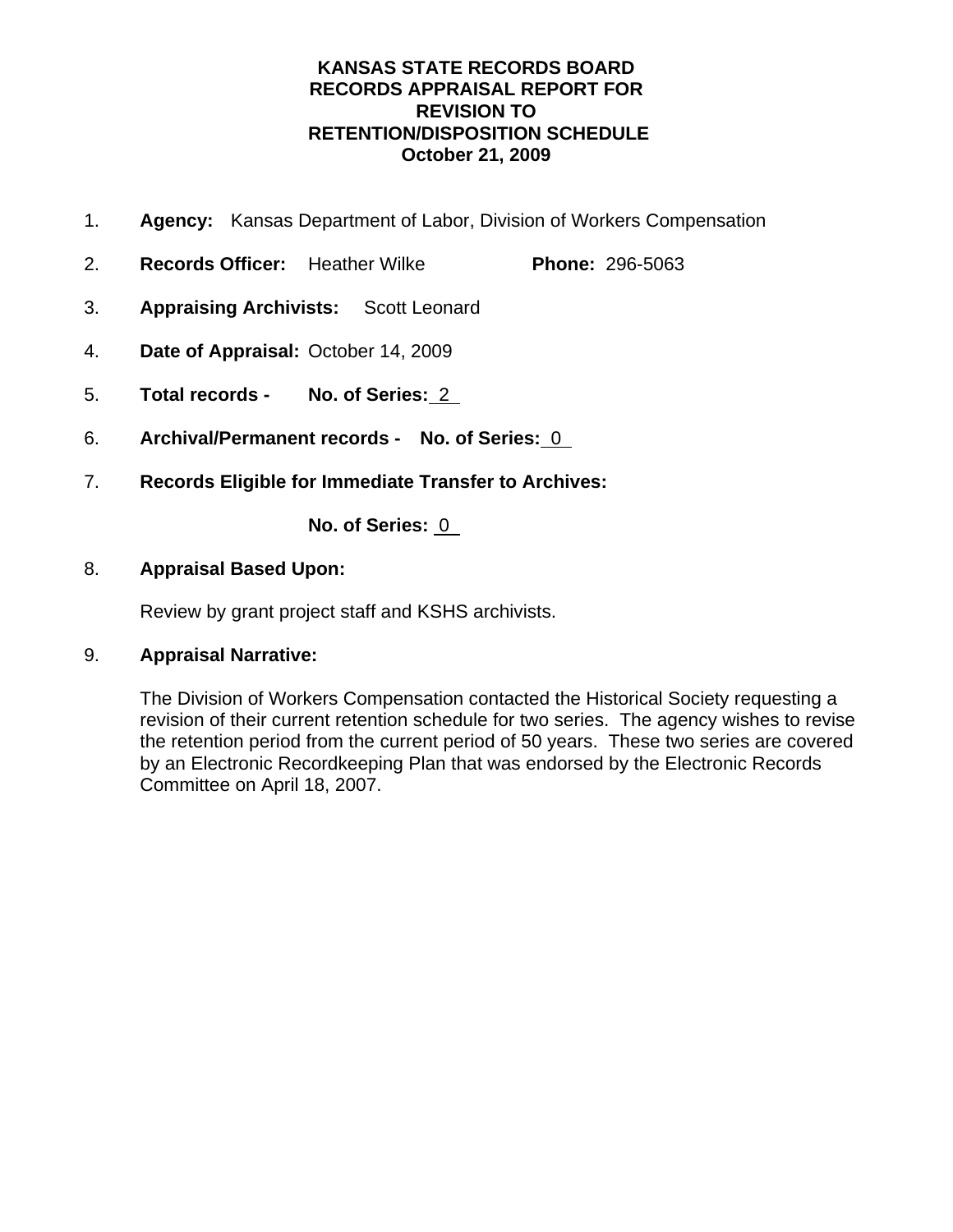# KANSAS STATE RECORDS BOARD
# RECORDS APPRAISAL REPORT FOR
# REVISION TO
# RETENTION/DISPOSITION SCHEDULE
# October 21, 2009

1. **Agency:** Kansas Department of Labor, Division of Workers Compensation

2. **Records Officer:** Heather Wilke **Phone:** 296-5063

3. **Appraising Archivists:** Scott Leonard

4. **Date of Appraisal:** October 14, 2009

5. **Total records - No. of Series:** 2

6. **Archival/Permanent records - No. of Series:** 0

7. **Records Eligible for Immediate Transfer to Archives:**

   **No. of Series:** 0

8. **Appraisal Based Upon:**

   Review by grant project staff and KSHS archivists.

9. **Appraisal Narrative:**

   The Division of Workers Compensation contacted the Historical Society requesting a revision of their current retention schedule for two series. The agency wishes to revise the retention period from the current period of 50 years. These two series are covered by an Electronic Recordkeeping Plan that was endorsed by the Electronic Records Committee on April 18, 2007.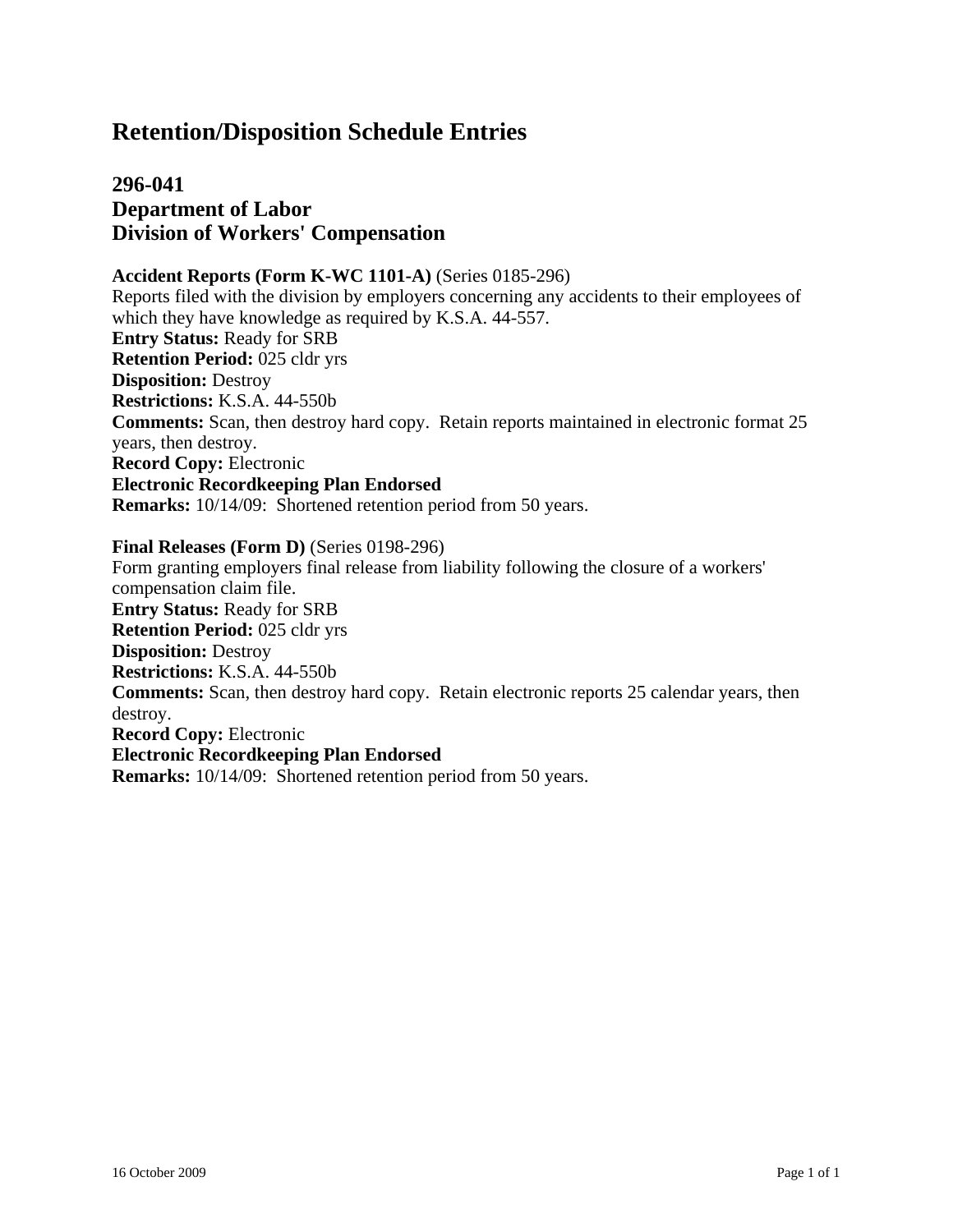# Retention/Disposition Schedule Entries

## 296-041
## Department of Labor
## Division of Workers' Compensation

**Accident Reports (Form K-WC 1101-A)** (Series 0185-296)
Reports filed with the division by employers concerning any accidents to their employees of which they have knowledge as required by K.S.A. 44-557.
**Entry Status:** Ready for SRB
**Retention Period:** 025 cldr yrs
**Disposition:** Destroy
**Restrictions:** K.S.A. 44-550b
**Comments:** Scan, then destroy hard copy. Retain reports maintained in electronic format 25 years, then destroy.
**Record Copy:** Electronic
**Electronic Recordkeeping Plan Endorsed**
**Remarks:** 10/14/09: Shortened retention period from 50 years.

**Final Releases (Form D)** (Series 0198-296)
Form granting employers final release from liability following the closure of a workers' compensation claim file.
**Entry Status:** Ready for SRB
**Retention Period:** 025 cldr yrs
**Disposition:** Destroy
**Restrictions:** K.S.A. 44-550b
**Comments:** Scan, then destroy hard copy. Retain electronic reports 25 calendar years, then destroy.
**Record Copy:** Electronic
**Electronic Recordkeeping Plan Endorsed**
**Remarks:** 10/14/09: Shortened retention period from 50 years.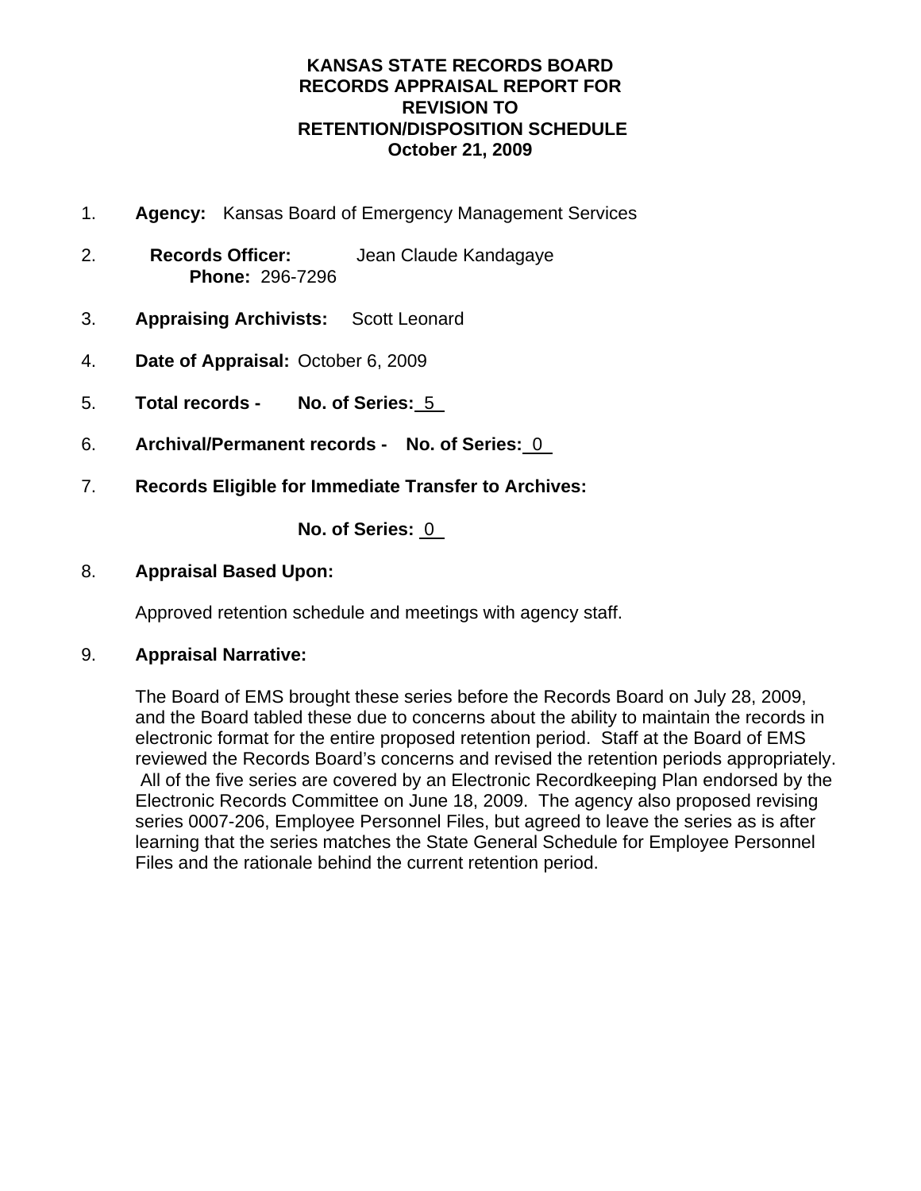# KANSAS STATE RECORDS BOARD
# RECORDS APPRAISAL REPORT FOR
# REVISION TO
# RETENTION/DISPOSITION SCHEDULE
# October 21, 2009

1. **Agency:** Kansas Board of Emergency Management Services

2. **Records Officer:** Jean Claude Kandagaye
   **Phone:** 296-7296

3. **Appraising Archivists:** Scott Leonard

4. **Date of Appraisal:** October 6, 2009

5. **Total records - No. of Series:** 5

6. **Archival/Permanent records - No. of Series:** 0

7. **Records Eligible for Immediate Transfer to Archives:**

   **No. of Series:** 0

8. **Appraisal Based Upon:**

   Approved retention schedule and meetings with agency staff.

9. **Appraisal Narrative:**

   The Board of EMS brought these series before the Records Board on July 28, 2009, and the Board tabled these due to concerns about the ability to maintain the records in electronic format for the entire proposed retention period. Staff at the Board of EMS reviewed the Records Board's concerns and revised the retention periods appropriately. All of the five series are covered by an Electronic Recordkeeping Plan endorsed by the Electronic Records Committee on June 18, 2009. The agency also proposed revising series 0007-206, Employee Personnel Files, but agreed to leave the series as is after learning that the series matches the State General Schedule for Employee Personnel Files and the rationale behind the current retention period.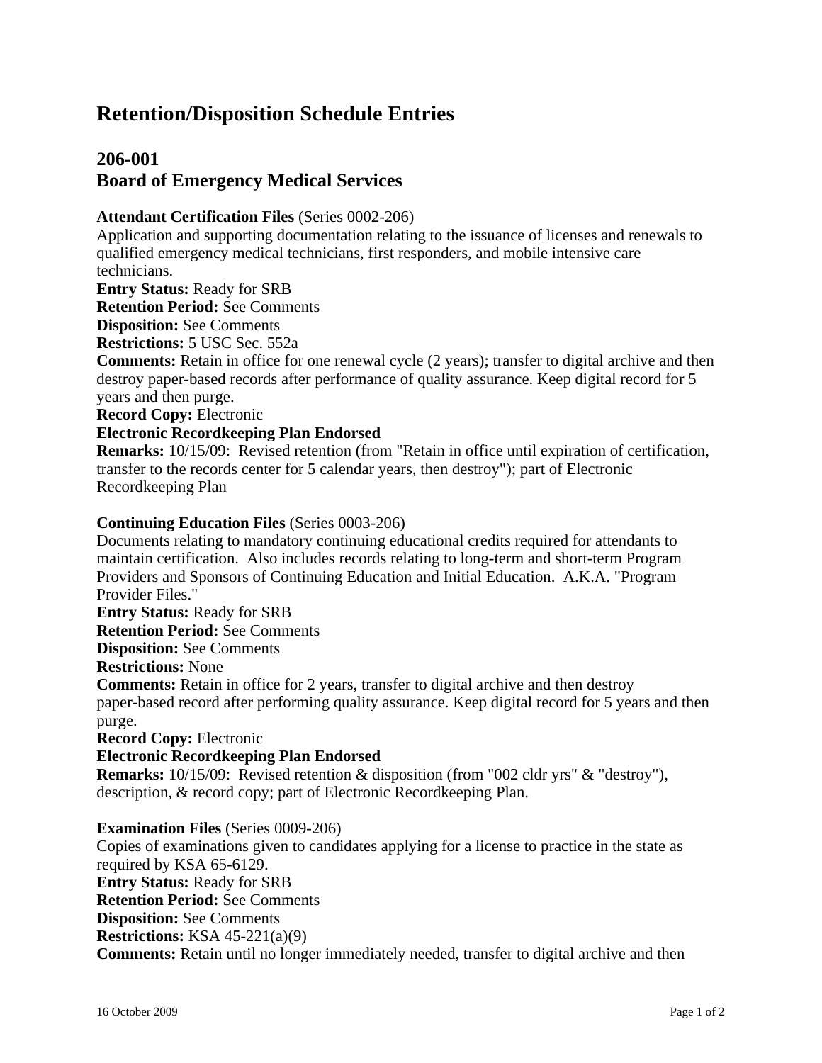# Retention/Disposition Schedule Entries

## 206-001
## Board of Emergency Medical Services

**Attendant Certification Files** (Series 0002-206)
Application and supporting documentation relating to the issuance of licenses and renewals to qualified emergency medical technicians, first responders, and mobile intensive care technicians.
**Entry Status:** Ready for SRB
**Retention Period:** See Comments
**Disposition:** See Comments
**Restrictions:** 5 USC Sec. 552a
**Comments:** Retain in office for one renewal cycle (2 years); transfer to digital archive and then destroy paper-based records after performance of quality assurance. Keep digital record for 5 years and then purge.
**Record Copy:** Electronic
**Electronic Recordkeeping Plan Endorsed**
**Remarks:** 10/15/09: Revised retention (from "Retain in office until expiration of certification, transfer to the records center for 5 calendar years, then destroy"); part of Electronic Recordkeeping Plan

**Continuing Education Files** (Series 0003-206)
Documents relating to mandatory continuing educational credits required for attendants to maintain certification. Also includes records relating to long-term and short-term Program Providers and Sponsors of Continuing Education and Initial Education. A.K.A. "Program Provider Files."
**Entry Status:** Ready for SRB
**Retention Period:** See Comments
**Disposition:** See Comments
**Restrictions:** None
**Comments:** Retain in office for 2 years, transfer to digital archive and then destroy paper-based record after performing quality assurance. Keep digital record for 5 years and then purge.
**Record Copy:** Electronic
**Electronic Recordkeeping Plan Endorsed**
**Remarks:** 10/15/09: Revised retention & disposition (from "002 cldr yrs" & "destroy"), description, & record copy; part of Electronic Recordkeeping Plan.

**Examination Files** (Series 0009-206)
Copies of examinations given to candidates applying for a license to practice in the state as required by KSA 65-6129.
**Entry Status:** Ready for SRB
**Retention Period:** See Comments
**Disposition:** See Comments
**Restrictions:** KSA 45-221(a)(9)
**Comments:** Retain until no longer immediately needed, transfer to digital archive and then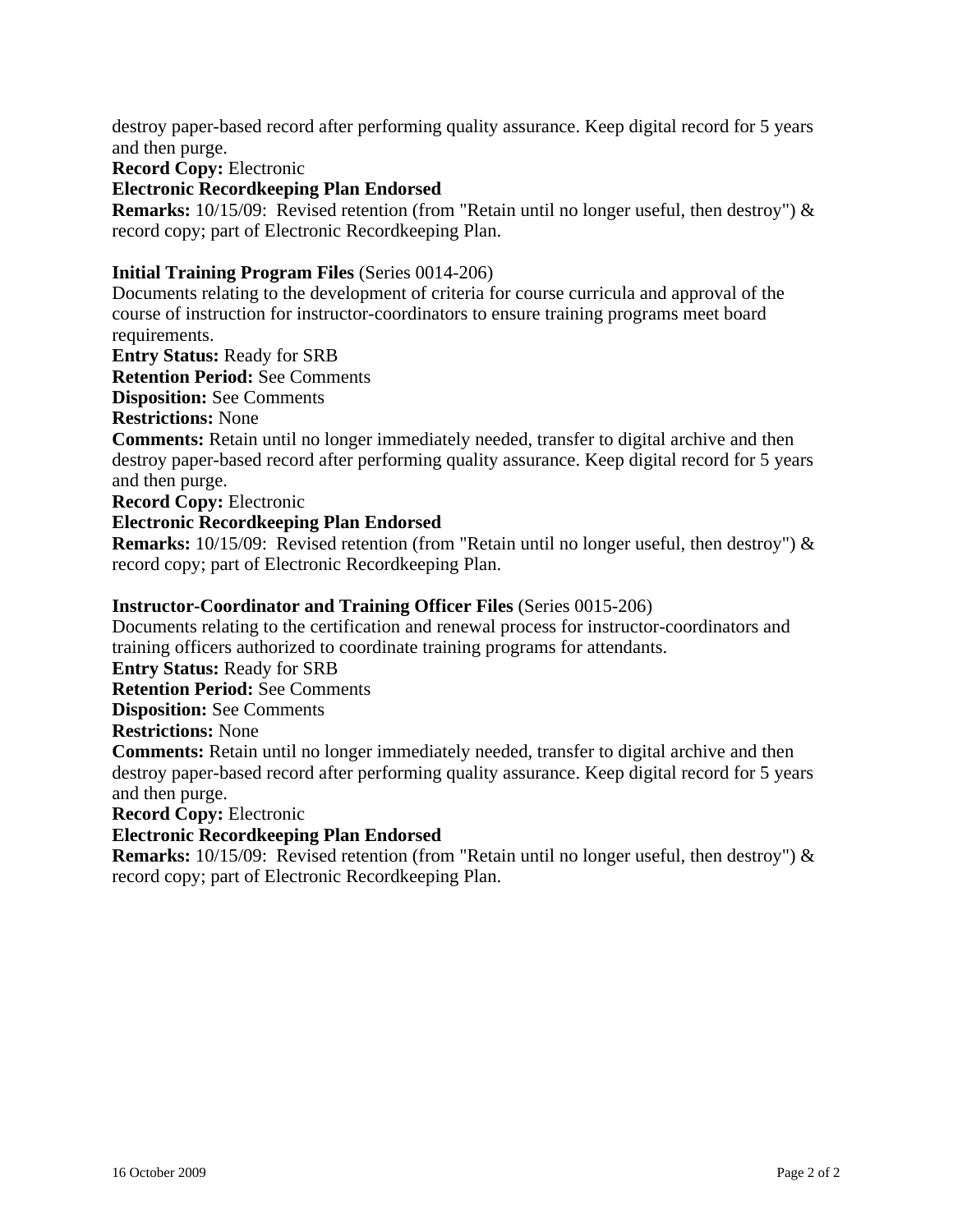destroy paper-based record after performing quality assurance. Keep digital record for 5 years and then purge.

**Record Copy:** Electronic

**Electronic Recordkeeping Plan Endorsed**

**Remarks:** 10/15/09: Revised retention (from "Retain until no longer useful, then destroy") & record copy; part of Electronic Recordkeeping Plan.

**Initial Training Program Files** (Series 0014-206)

Documents relating to the development of criteria for course curricula and approval of the course of instruction for instructor-coordinators to ensure training programs meet board requirements.

**Entry Status:** Ready for SRB

**Retention Period:** See Comments

**Disposition:** See Comments

**Restrictions:** None

**Comments:** Retain until no longer immediately needed, transfer to digital archive and then destroy paper-based record after performing quality assurance. Keep digital record for 5 years and then purge.

**Record Copy:** Electronic

**Electronic Recordkeeping Plan Endorsed**

**Remarks:** 10/15/09: Revised retention (from "Retain until no longer useful, then destroy") & record copy; part of Electronic Recordkeeping Plan.

**Instructor-Coordinator and Training Officer Files** (Series 0015-206)

Documents relating to the certification and renewal process for instructor-coordinators and training officers authorized to coordinate training programs for attendants.

**Entry Status:** Ready for SRB

**Retention Period:** See Comments

**Disposition:** See Comments

**Restrictions:** None

**Comments:** Retain until no longer immediately needed, transfer to digital archive and then destroy paper-based record after performing quality assurance. Keep digital record for 5 years and then purge.

**Record Copy:** Electronic

**Electronic Recordkeeping Plan Endorsed**

**Remarks:** 10/15/09: Revised retention (from "Retain until no longer useful, then destroy") & record copy; part of Electronic Recordkeeping Plan.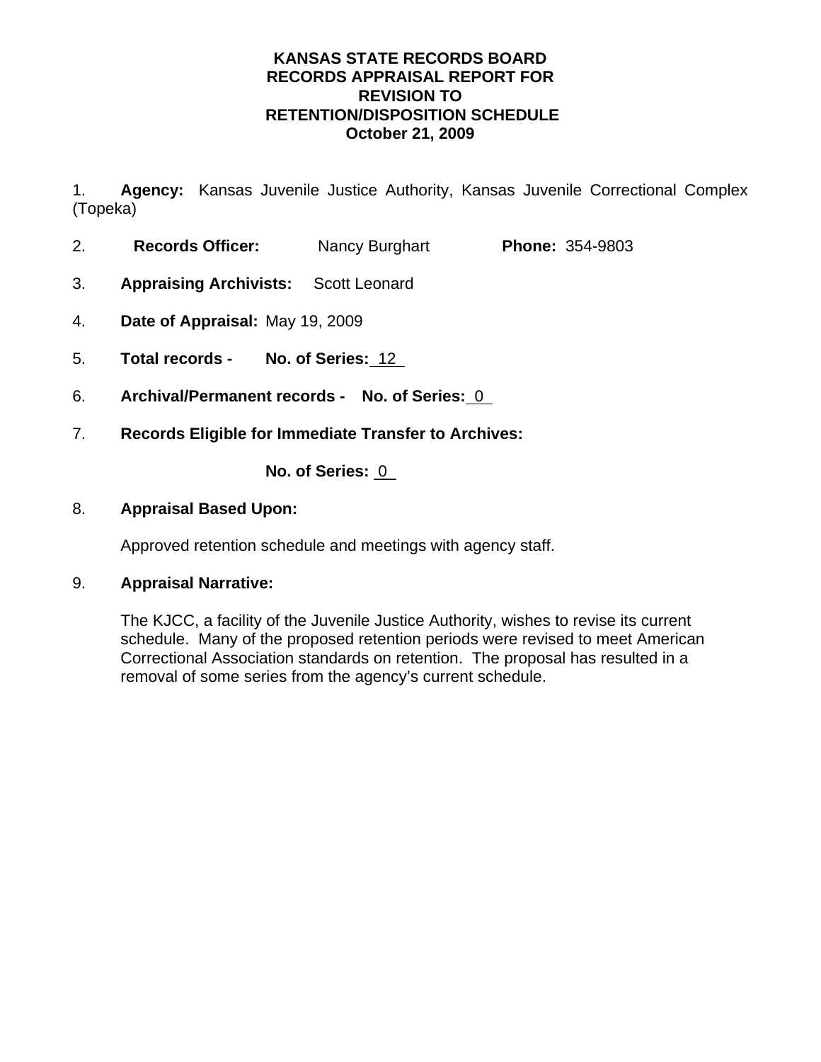# KANSAS STATE RECORDS BOARD
# RECORDS APPRAISAL REPORT FOR
# REVISION TO
# RETENTION/DISPOSITION SCHEDULE
# October 21, 2009

1. **Agency:** Kansas Juvenile Justice Authority, Kansas Juvenile Correctional Complex (Topeka)

2. **Records Officer:** Nancy Burghart **Phone:** 354-9803

3. **Appraising Archivists:** Scott Leonard

4. **Date of Appraisal:** May 19, 2009

5. **Total records - No. of Series:** 12

6. **Archival/Permanent records - No. of Series:** 0

7. **Records Eligible for Immediate Transfer to Archives:**

   **No. of Series:** 0

8. **Appraisal Based Upon:**

   Approved retention schedule and meetings with agency staff.

9. **Appraisal Narrative:**

   The KJCC, a facility of the Juvenile Justice Authority, wishes to revise its current schedule. Many of the proposed retention periods were revised to meet American Correctional Association standards on retention. The proposal has resulted in a removal of some series from the agency's current schedule.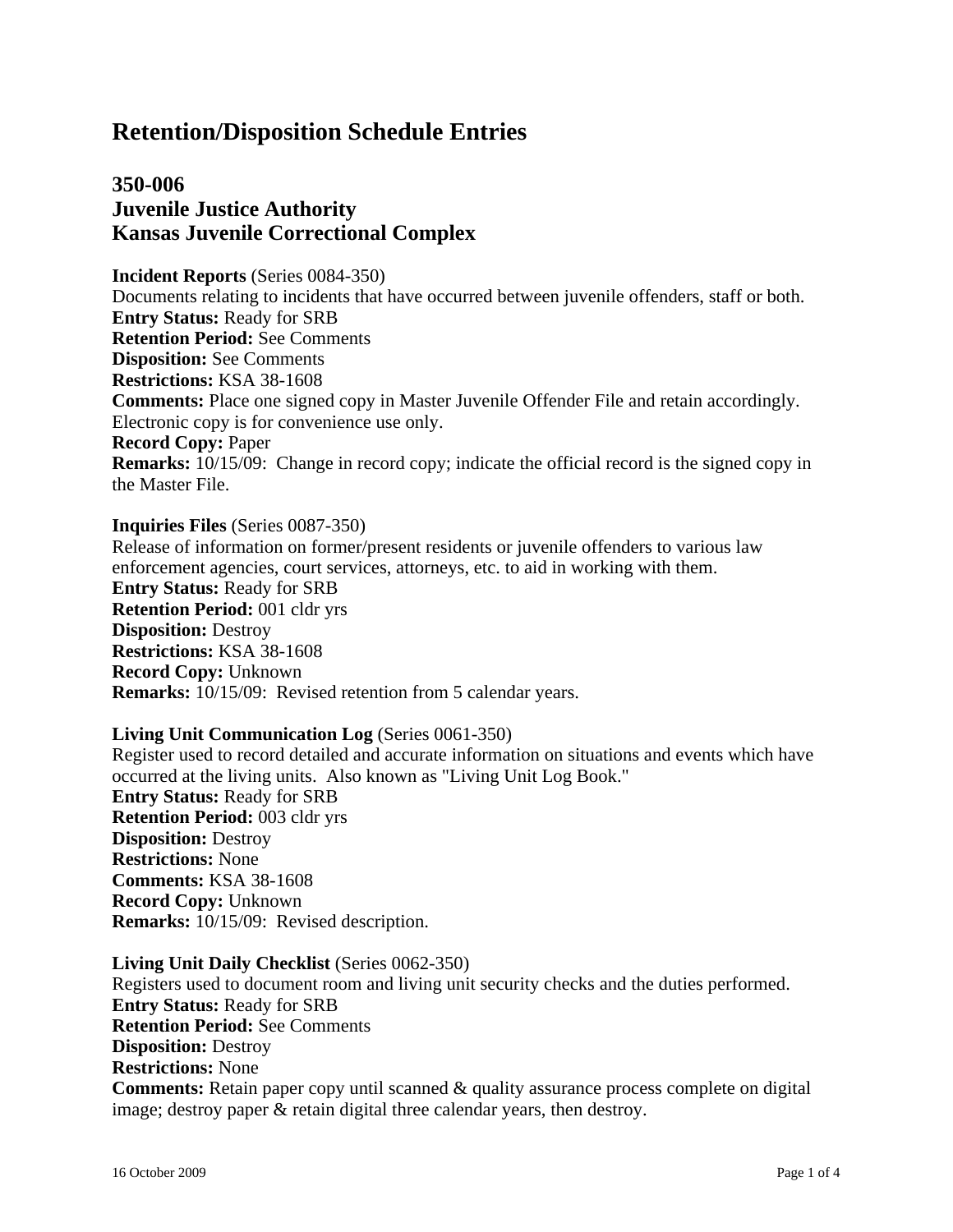# Retention/Disposition Schedule Entries

## 350-006
## Juvenile Justice Authority
## Kansas Juvenile Correctional Complex

**Incident Reports** (Series 0084-350)
Documents relating to incidents that have occurred between juvenile offenders, staff or both.
**Entry Status:** Ready for SRB
**Retention Period:** See Comments
**Disposition:** See Comments
**Restrictions:** KSA 38-1608
**Comments:** Place one signed copy in Master Juvenile Offender File and retain accordingly. Electronic copy is for convenience use only.
**Record Copy:** Paper
**Remarks:** 10/15/09: Change in record copy; indicate the official record is the signed copy in the Master File.

**Inquiries Files** (Series 0087-350)
Release of information on former/present residents or juvenile offenders to various law enforcement agencies, court services, attorneys, etc. to aid in working with them.
**Entry Status:** Ready for SRB
**Retention Period:** 001 cldr yrs
**Disposition:** Destroy
**Restrictions:** KSA 38-1608
**Record Copy:** Unknown
**Remarks:** 10/15/09: Revised retention from 5 calendar years.

**Living Unit Communication Log** (Series 0061-350)
Register used to record detailed and accurate information on situations and events which have occurred at the living units. Also known as "Living Unit Log Book."
**Entry Status:** Ready for SRB
**Retention Period:** 003 cldr yrs
**Disposition:** Destroy
**Restrictions:** None
**Comments:** KSA 38-1608
**Record Copy:** Unknown
**Remarks:** 10/15/09: Revised description.

**Living Unit Daily Checklist** (Series 0062-350)
Registers used to document room and living unit security checks and the duties performed.
**Entry Status:** Ready for SRB
**Retention Period:** See Comments
**Disposition:** Destroy
**Restrictions:** None
**Comments:** Retain paper copy until scanned & quality assurance process complete on digital image; destroy paper & retain digital three calendar years, then destroy.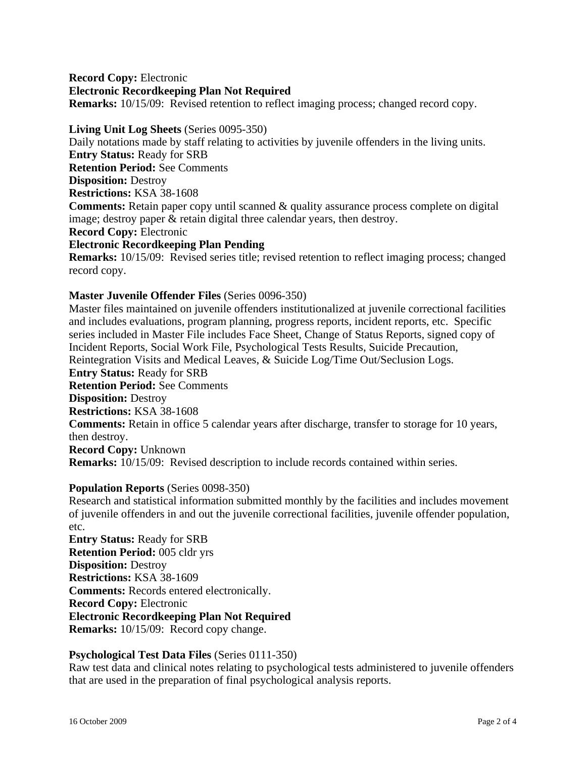**Record Copy:** Electronic
**Electronic Recordkeeping Plan Not Required**
**Remarks:** 10/15/09: Revised retention to reflect imaging process; changed record copy.

**Living Unit Log Sheets** (Series 0095-350)
Daily notations made by staff relating to activities by juvenile offenders in the living units.
**Entry Status:** Ready for SRB
**Retention Period:** See Comments
**Disposition:** Destroy
**Restrictions:** KSA 38-1608
**Comments:** Retain paper copy until scanned & quality assurance process complete on digital image; destroy paper & retain digital three calendar years, then destroy.
**Record Copy:** Electronic
**Electronic Recordkeeping Plan Pending**
**Remarks:** 10/15/09: Revised series title; revised retention to reflect imaging process; changed record copy.

**Master Juvenile Offender Files** (Series 0096-350)
Master files maintained on juvenile offenders institutionalized at juvenile correctional facilities and includes evaluations, program planning, progress reports, incident reports, etc. Specific series included in Master File includes Face Sheet, Change of Status Reports, signed copy of Incident Reports, Social Work File, Psychological Tests Results, Suicide Precaution, Reintegration Visits and Medical Leaves, & Suicide Log/Time Out/Seclusion Logs.
**Entry Status:** Ready for SRB
**Retention Period:** See Comments
**Disposition:** Destroy
**Restrictions:** KSA 38-1608
**Comments:** Retain in office 5 calendar years after discharge, transfer to storage for 10 years, then destroy.
**Record Copy:** Unknown
**Remarks:** 10/15/09: Revised description to include records contained within series.

**Population Reports** (Series 0098-350)
Research and statistical information submitted monthly by the facilities and includes movement of juvenile offenders in and out the juvenile correctional facilities, juvenile offender population, etc.
**Entry Status:** Ready for SRB
**Retention Period:** 005 cldr yrs
**Disposition:** Destroy
**Restrictions:** KSA 38-1609
**Comments:** Records entered electronically.
**Record Copy:** Electronic
**Electronic Recordkeeping Plan Not Required**
**Remarks:** 10/15/09: Record copy change.

**Psychological Test Data Files** (Series 0111-350)
Raw test data and clinical notes relating to psychological tests administered to juvenile offenders that are used in the preparation of final psychological analysis reports.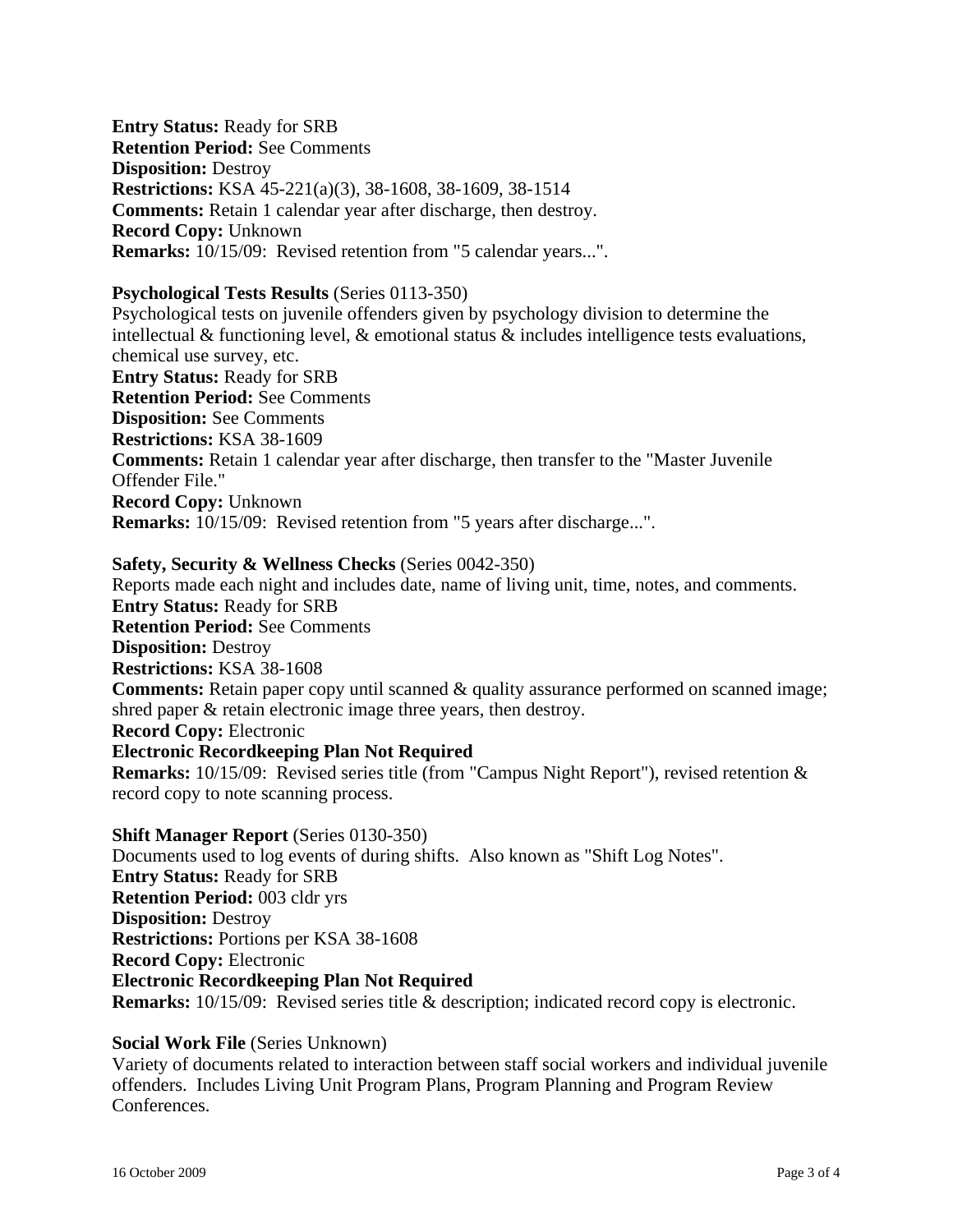**Entry Status:** Ready for SRB
**Retention Period:** See Comments
**Disposition:** Destroy
**Restrictions:** KSA 45-221(a)(3), 38-1608, 38-1609, 38-1514
**Comments:** Retain 1 calendar year after discharge, then destroy.
**Record Copy:** Unknown
**Remarks:** 10/15/09: Revised retention from "5 calendar years...".

**Psychological Tests Results** (Series 0113-350)
Psychological tests on juvenile offenders given by psychology division to determine the intellectual & functioning level, & emotional status & includes intelligence tests evaluations, chemical use survey, etc.
**Entry Status:** Ready for SRB
**Retention Period:** See Comments
**Disposition:** See Comments
**Restrictions:** KSA 38-1609
**Comments:** Retain 1 calendar year after discharge, then transfer to the "Master Juvenile Offender File."
**Record Copy:** Unknown
**Remarks:** 10/15/09: Revised retention from "5 years after discharge...".

**Safety, Security & Wellness Checks** (Series 0042-350)
Reports made each night and includes date, name of living unit, time, notes, and comments.
**Entry Status:** Ready for SRB
**Retention Period:** See Comments
**Disposition:** Destroy
**Restrictions:** KSA 38-1608
**Comments:** Retain paper copy until scanned & quality assurance performed on scanned image; shred paper & retain electronic image three years, then destroy.
**Record Copy:** Electronic
**Electronic Recordkeeping Plan Not Required**
**Remarks:** 10/15/09: Revised series title (from "Campus Night Report"), revised retention & record copy to note scanning process.

**Shift Manager Report** (Series 0130-350)
Documents used to log events of during shifts. Also known as "Shift Log Notes".
**Entry Status:** Ready for SRB
**Retention Period:** 003 cldr yrs
**Disposition:** Destroy
**Restrictions:** Portions per KSA 38-1608
**Record Copy:** Electronic
**Electronic Recordkeeping Plan Not Required**
**Remarks:** 10/15/09: Revised series title & description; indicated record copy is electronic.

**Social Work File** (Series Unknown)
Variety of documents related to interaction between staff social workers and individual juvenile offenders. Includes Living Unit Program Plans, Program Planning and Program Review Conferences.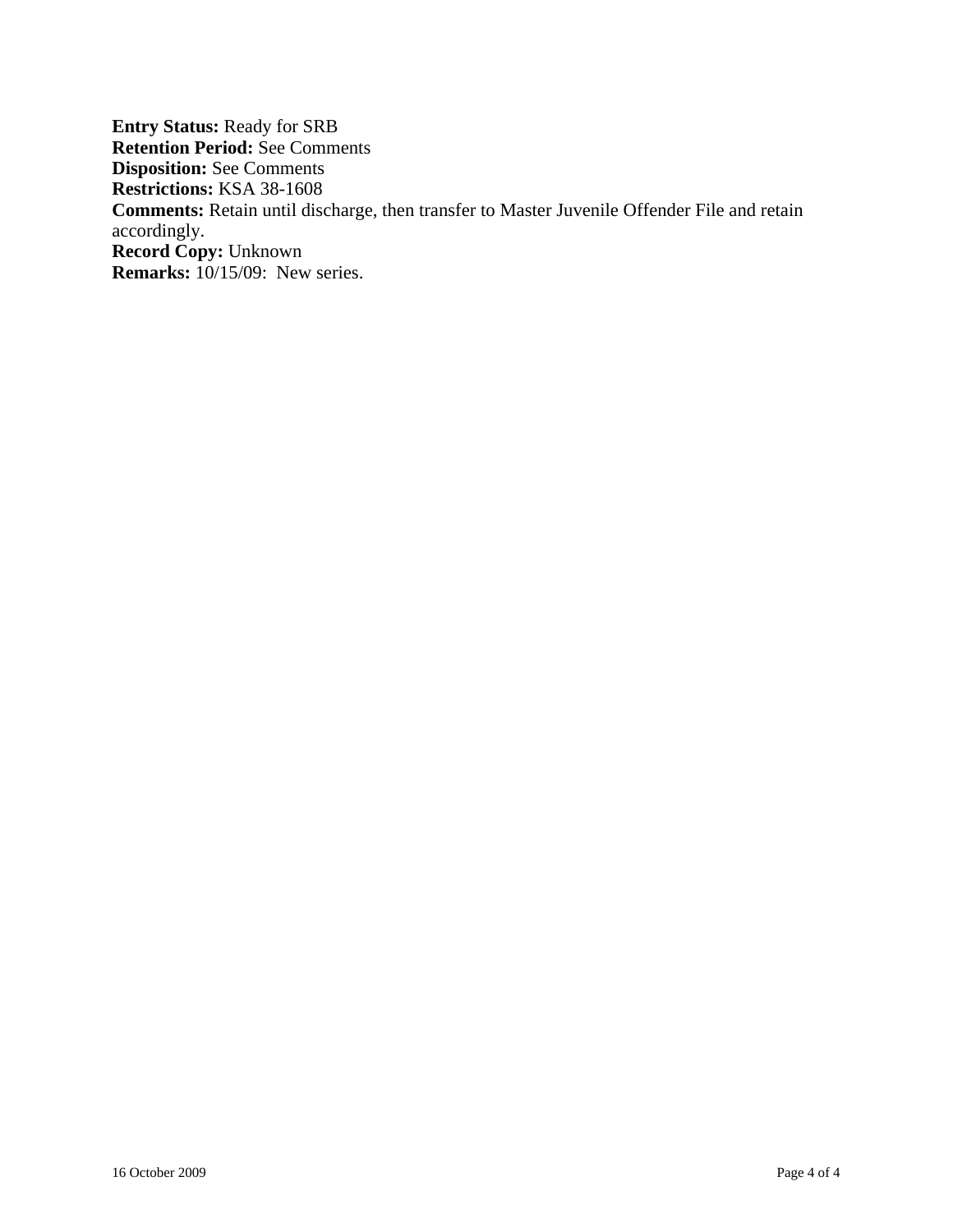**Entry Status:** Ready for SRB
**Retention Period:** See Comments
**Disposition:** See Comments
**Restrictions:** KSA 38-1608
**Comments:** Retain until discharge, then transfer to Master Juvenile Offender File and retain accordingly.
**Record Copy:** Unknown
**Remarks:** 10/15/09: New series.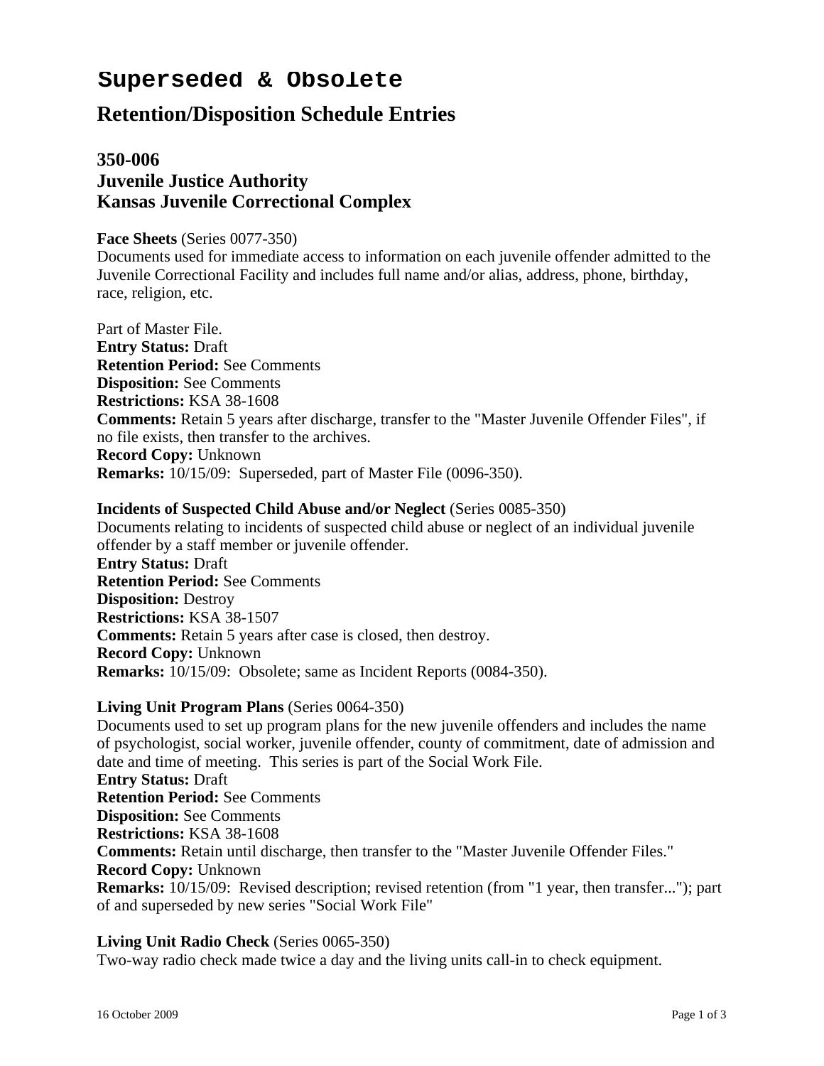# Superseded & Obsolete

## Retention/Disposition Schedule Entries

### 350-006
### Juvenile Justice Authority
### Kansas Juvenile Correctional Complex

**Face Sheets** (Series 0077-350)
Documents used for immediate access to information on each juvenile offender admitted to the Juvenile Correctional Facility and includes full name and/or alias, address, phone, birthday, race, religion, etc.

Part of Master File.
**Entry Status:** Draft
**Retention Period:** See Comments
**Disposition:** See Comments
**Restrictions:** KSA 38-1608
**Comments:** Retain 5 years after discharge, transfer to the "Master Juvenile Offender Files", if no file exists, then transfer to the archives.
**Record Copy:** Unknown
**Remarks:** 10/15/09: Superseded, part of Master File (0096-350).

**Incidents of Suspected Child Abuse and/or Neglect** (Series 0085-350)
Documents relating to incidents of suspected child abuse or neglect of an individual juvenile offender by a staff member or juvenile offender.
**Entry Status:** Draft
**Retention Period:** See Comments
**Disposition:** Destroy
**Restrictions:** KSA 38-1507
**Comments:** Retain 5 years after case is closed, then destroy.
**Record Copy:** Unknown
**Remarks:** 10/15/09: Obsolete; same as Incident Reports (0084-350).

**Living Unit Program Plans** (Series 0064-350)
Documents used to set up program plans for the new juvenile offenders and includes the name of psychologist, social worker, juvenile offender, county of commitment, date of admission and date and time of meeting. This series is part of the Social Work File.
**Entry Status:** Draft
**Retention Period:** See Comments
**Disposition:** See Comments
**Restrictions:** KSA 38-1608
**Comments:** Retain until discharge, then transfer to the "Master Juvenile Offender Files."
**Record Copy:** Unknown
**Remarks:** 10/15/09: Revised description; revised retention (from "1 year, then transfer..."); part of and superseded by new series "Social Work File"

**Living Unit Radio Check** (Series 0065-350)
Two-way radio check made twice a day and the living units call-in to check equipment.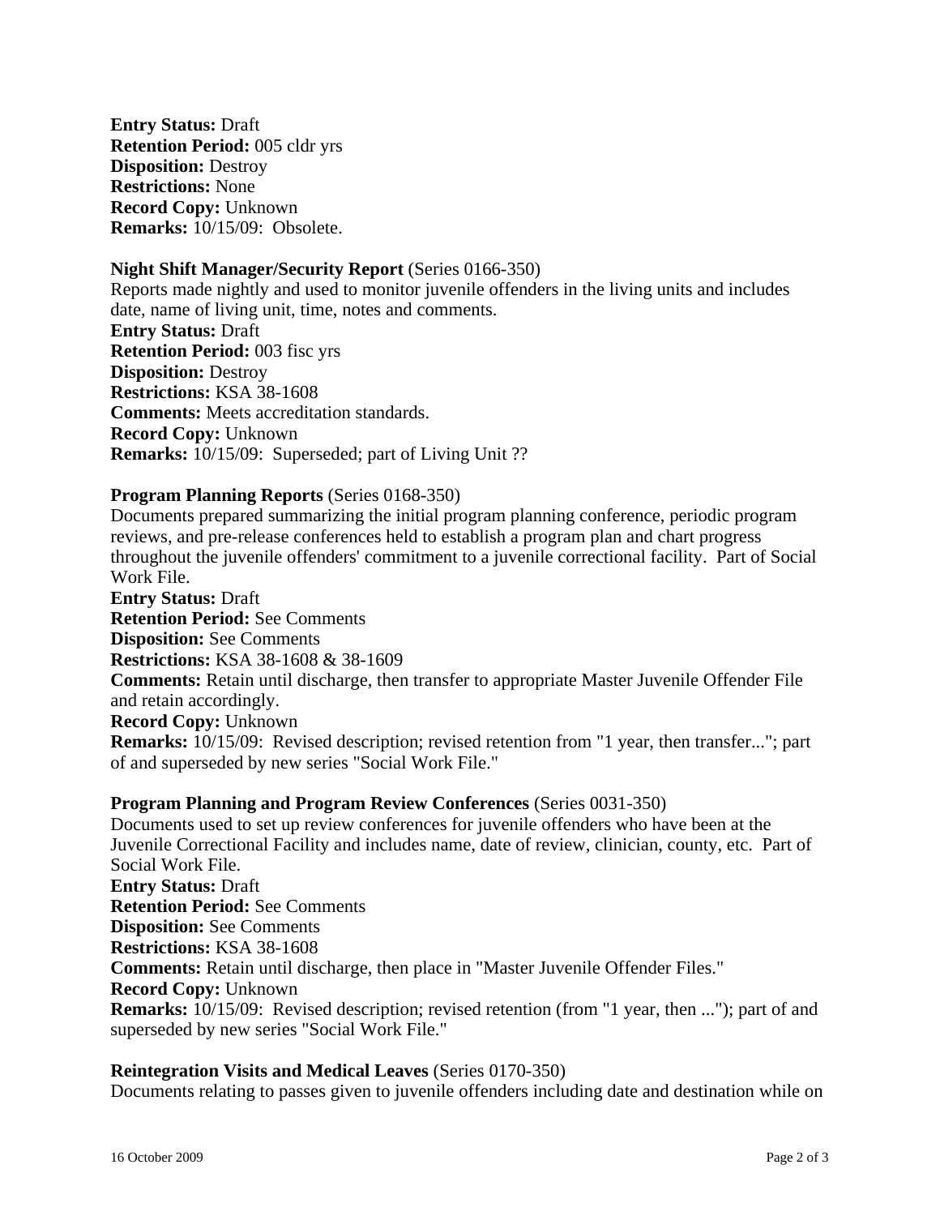**Entry Status:** Draft
**Retention Period:** 005 cldr yrs
**Disposition:** Destroy
**Restrictions:** None
**Record Copy:** Unknown
**Remarks:** 10/15/09: Obsolete.

**Night Shift Manager/Security Report** (Series 0166-350)
Reports made nightly and used to monitor juvenile offenders in the living units and includes date, name of living unit, time, notes and comments.
**Entry Status:** Draft
**Retention Period:** 003 fisc yrs
**Disposition:** Destroy
**Restrictions:** KSA 38-1608
**Comments:** Meets accreditation standards.
**Record Copy:** Unknown
**Remarks:** 10/15/09: Superseded; part of Living Unit ??

**Program Planning Reports** (Series 0168-350)
Documents prepared summarizing the initial program planning conference, periodic program reviews, and pre-release conferences held to establish a program plan and chart progress throughout the juvenile offenders' commitment to a juvenile correctional facility. Part of Social Work File.
**Entry Status:** Draft
**Retention Period:** See Comments
**Disposition:** See Comments
**Restrictions:** KSA 38-1608 & 38-1609
**Comments:** Retain until discharge, then transfer to appropriate Master Juvenile Offender File and retain accordingly.
**Record Copy:** Unknown
**Remarks:** 10/15/09: Revised description; revised retention from "1 year, then transfer..."; part of and superseded by new series "Social Work File."

**Program Planning and Program Review Conferences** (Series 0031-350)
Documents used to set up review conferences for juvenile offenders who have been at the Juvenile Correctional Facility and includes name, date of review, clinician, county, etc. Part of Social Work File.
**Entry Status:** Draft
**Retention Period:** See Comments
**Disposition:** See Comments
**Restrictions:** KSA 38-1608
**Comments:** Retain until discharge, then place in "Master Juvenile Offender Files."
**Record Copy:** Unknown
**Remarks:** 10/15/09: Revised description; revised retention (from "1 year, then ..."); part of and superseded by new series "Social Work File."

**Reintegration Visits and Medical Leaves** (Series 0170-350)
Documents relating to passes given to juvenile offenders including date and destination while on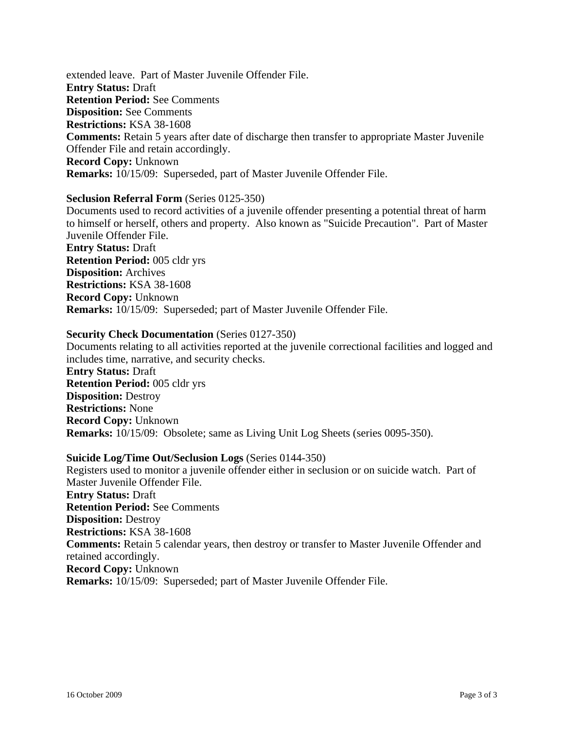extended leave. Part of Master Juvenile Offender File.
**Entry Status:** Draft
**Retention Period:** See Comments
**Disposition:** See Comments
**Restrictions:** KSA 38-1608
**Comments:** Retain 5 years after date of discharge then transfer to appropriate Master Juvenile Offender File and retain accordingly.
**Record Copy:** Unknown
**Remarks:** 10/15/09: Superseded, part of Master Juvenile Offender File.

**Seclusion Referral Form** (Series 0125-350)
Documents used to record activities of a juvenile offender presenting a potential threat of harm to himself or herself, others and property. Also known as "Suicide Precaution". Part of Master Juvenile Offender File.
**Entry Status:** Draft
**Retention Period:** 005 cldr yrs
**Disposition:** Archives
**Restrictions:** KSA 38-1608
**Record Copy:** Unknown
**Remarks:** 10/15/09: Superseded; part of Master Juvenile Offender File.

**Security Check Documentation** (Series 0127-350)
Documents relating to all activities reported at the juvenile correctional facilities and logged and includes time, narrative, and security checks.
**Entry Status:** Draft
**Retention Period:** 005 cldr yrs
**Disposition:** Destroy
**Restrictions:** None
**Record Copy:** Unknown
**Remarks:** 10/15/09: Obsolete; same as Living Unit Log Sheets (series 0095-350).

**Suicide Log/Time Out/Seclusion Logs** (Series 0144-350)
Registers used to monitor a juvenile offender either in seclusion or on suicide watch. Part of Master Juvenile Offender File.
**Entry Status:** Draft
**Retention Period:** See Comments
**Disposition:** Destroy
**Restrictions:** KSA 38-1608
**Comments:** Retain 5 calendar years, then destroy or transfer to Master Juvenile Offender and retained accordingly.
**Record Copy:** Unknown
**Remarks:** 10/15/09: Superseded; part of Master Juvenile Offender File.